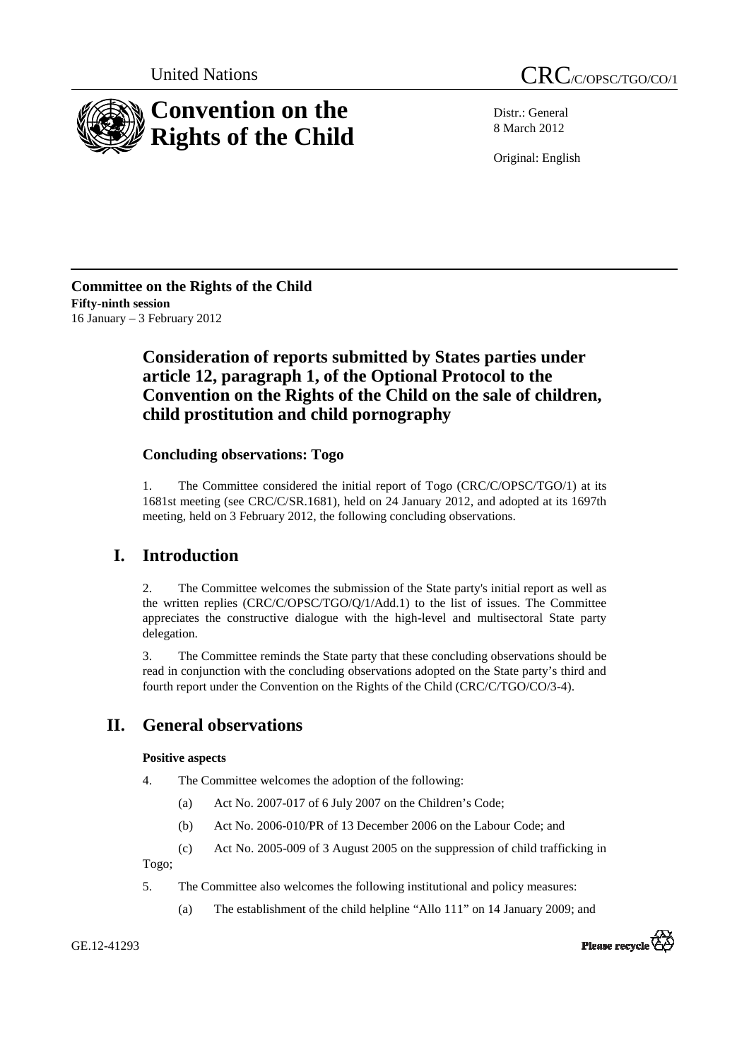United Nations

CRC/C/OPSC/TGO/CO/1

# Convention on the Rights of the Child

Distr.: General
8 March 2012

Original: English

**Committee on the Rights of the Child**
**Fifty-ninth session**
16 January – 3 February 2012

## Consideration of reports submitted by States parties under article 12, paragraph 1, of the Optional Protocol to the Convention on the Rights of the Child on the sale of children, child prostitution and child pornography

### Concluding observations: Togo

1. The Committee considered the initial report of Togo (CRC/C/OPSC/TGO/1) at its 1681st meeting (see CRC/C/SR.1681), held on 24 January 2012, and adopted at its 1697th meeting, held on 3 February 2012, the following concluding observations.

## I. Introduction

2. The Committee welcomes the submission of the State party's initial report as well as the written replies (CRC/C/OPSC/TGO/Q/1/Add.1) to the list of issues. The Committee appreciates the constructive dialogue with the high-level and multisectoral State party delegation.

3. The Committee reminds the State party that these concluding observations should be read in conjunction with the concluding observations adopted on the State party's third and fourth report under the Convention on the Rights of the Child (CRC/C/TGO/CO/3-4).

## II. General observations

**Positive aspects**

4. The Committee welcomes the adoption of the following:

(a) Act No. 2007-017 of 6 July 2007 on the Children's Code;

(b) Act No. 2006-010/PR of 13 December 2006 on the Labour Code; and

(c) Act No. 2005-009 of 3 August 2005 on the suppression of child trafficking in Togo;

5. The Committee also welcomes the following institutional and policy measures:

(a) The establishment of the child helpline "Allo 111" on 14 January 2009; and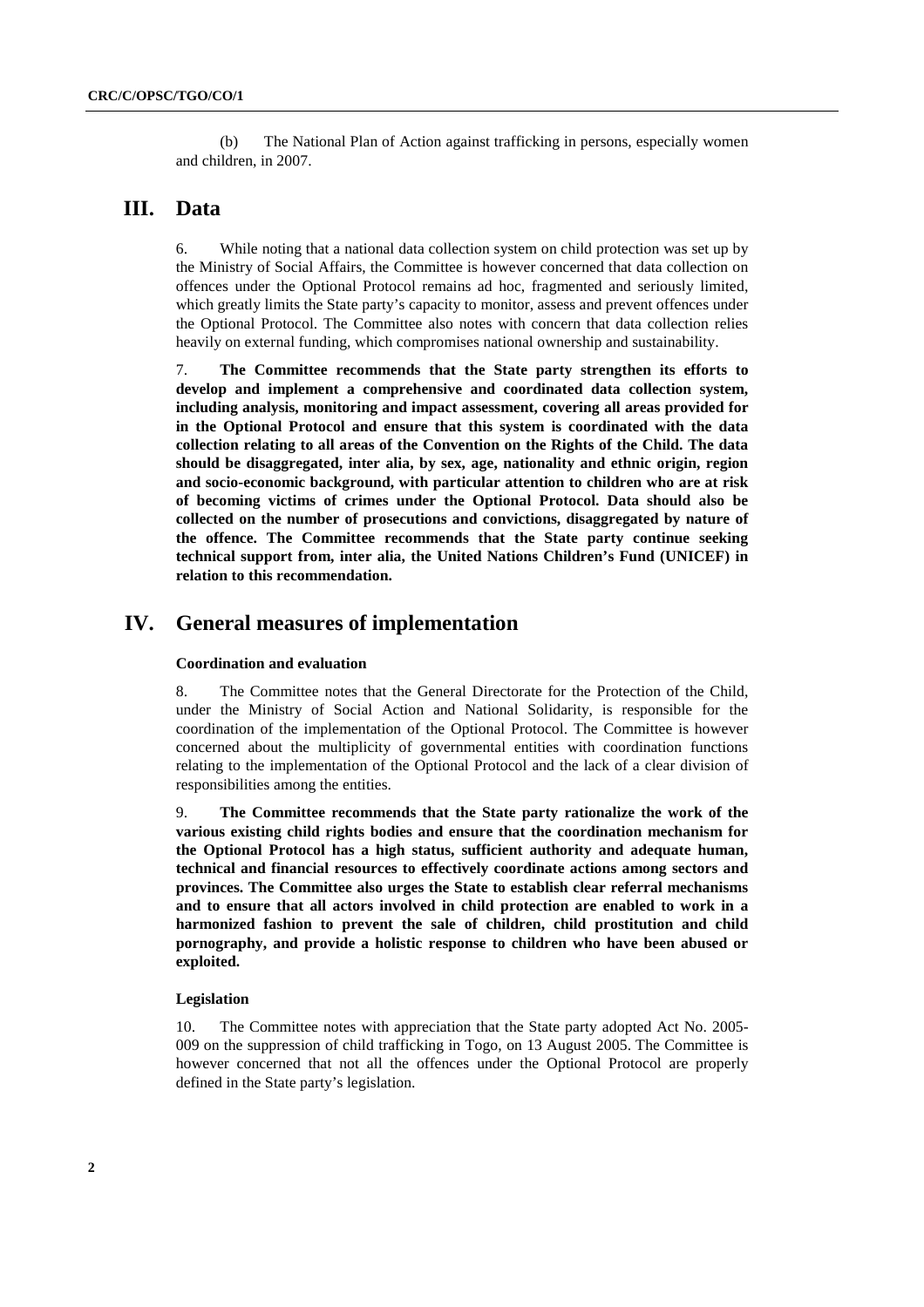(b) The National Plan of Action against trafficking in persons, especially women and children, in 2007.

# III. Data

6. While noting that a national data collection system on child protection was set up by the Ministry of Social Affairs, the Committee is however concerned that data collection on offences under the Optional Protocol remains ad hoc, fragmented and seriously limited, which greatly limits the State party's capacity to monitor, assess and prevent offences under the Optional Protocol. The Committee also notes with concern that data collection relies heavily on external funding, which compromises national ownership and sustainability.

7. **The Committee recommends that the State party strengthen its efforts to develop and implement a comprehensive and coordinated data collection system, including analysis, monitoring and impact assessment, covering all areas provided for in the Optional Protocol and ensure that this system is coordinated with the data collection relating to all areas of the Convention on the Rights of the Child. The data should be disaggregated, inter alia, by sex, age, nationality and ethnic origin, region and socio-economic background, with particular attention to children who are at risk of becoming victims of crimes under the Optional Protocol. Data should also be collected on the number of prosecutions and convictions, disaggregated by nature of the offence. The Committee recommends that the State party continue seeking technical support from, inter alia, the United Nations Children's Fund (UNICEF) in relation to this recommendation.**

# IV. General measures of implementation

### Coordination and evaluation

8. The Committee notes that the General Directorate for the Protection of the Child, under the Ministry of Social Action and National Solidarity, is responsible for the coordination of the implementation of the Optional Protocol. The Committee is however concerned about the multiplicity of governmental entities with coordination functions relating to the implementation of the Optional Protocol and the lack of a clear division of responsibilities among the entities.

9. **The Committee recommends that the State party rationalize the work of the various existing child rights bodies and ensure that the coordination mechanism for the Optional Protocol has a high status, sufficient authority and adequate human, technical and financial resources to effectively coordinate actions among sectors and provinces. The Committee also urges the State to establish clear referral mechanisms and to ensure that all actors involved in child protection are enabled to work in a harmonized fashion to prevent the sale of children, child prostitution and child pornography, and provide a holistic response to children who have been abused or exploited.**

### Legislation

10. The Committee notes with appreciation that the State party adopted Act No. 2005-009 on the suppression of child trafficking in Togo, on 13 August 2005. The Committee is however concerned that not all the offences under the Optional Protocol are properly defined in the State party's legislation.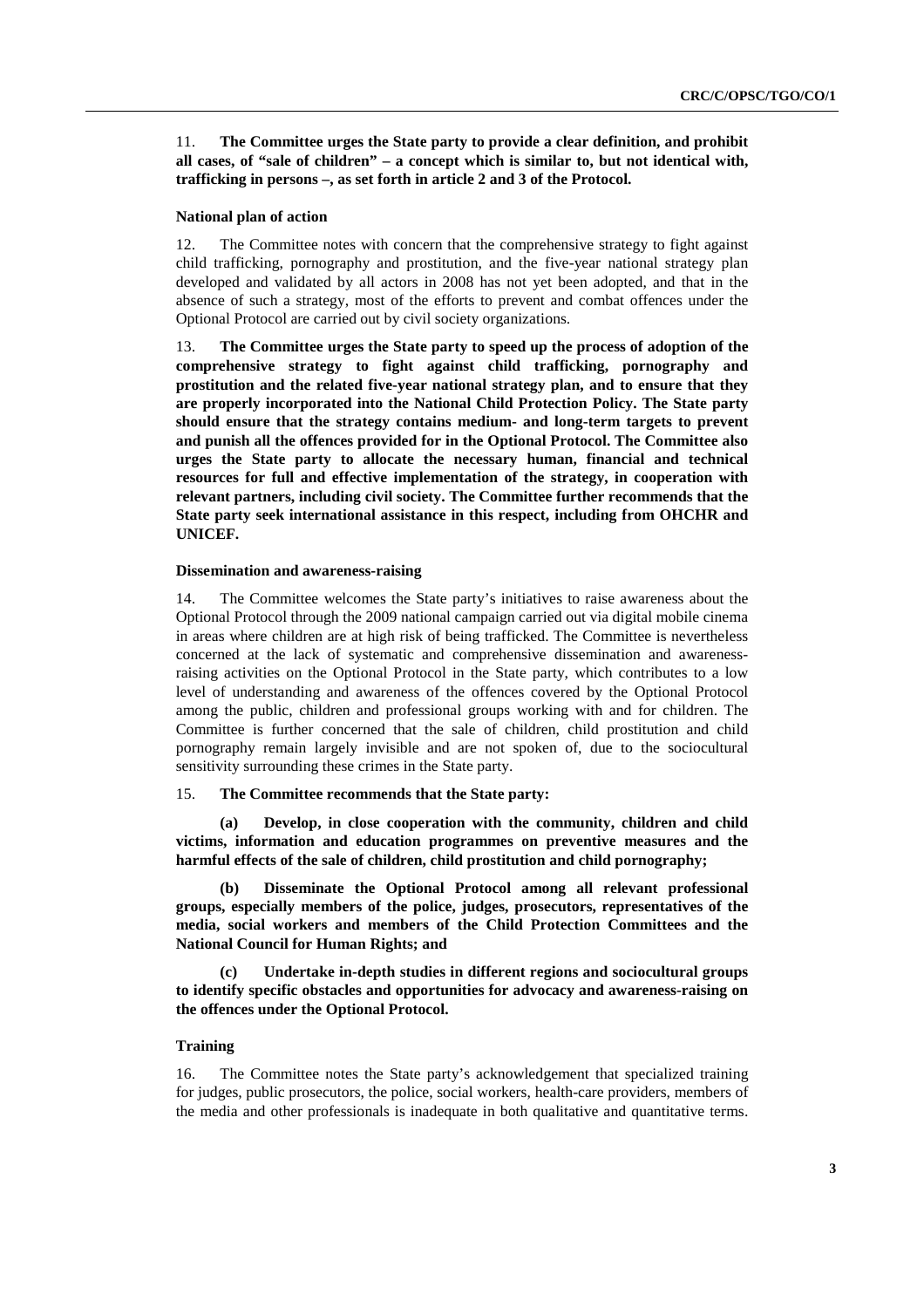11. **The Committee urges the State party to provide a clear definition, and prohibit all cases, of "sale of children" – a concept which is similar to, but not identical with, trafficking in persons –, as set forth in article 2 and 3 of the Protocol.**

#### National plan of action

12. The Committee notes with concern that the comprehensive strategy to fight against child trafficking, pornography and prostitution, and the five-year national strategy plan developed and validated by all actors in 2008 has not yet been adopted, and that in the absence of such a strategy, most of the efforts to prevent and combat offences under the Optional Protocol are carried out by civil society organizations.

13. **The Committee urges the State party to speed up the process of adoption of the comprehensive strategy to fight against child trafficking, pornography and prostitution and the related five-year national strategy plan, and to ensure that they are properly incorporated into the National Child Protection Policy. The State party should ensure that the strategy contains medium- and long-term targets to prevent and punish all the offences provided for in the Optional Protocol. The Committee also urges the State party to allocate the necessary human, financial and technical resources for full and effective implementation of the strategy, in cooperation with relevant partners, including civil society. The Committee further recommends that the State party seek international assistance in this respect, including from OHCHR and UNICEF.**

#### Dissemination and awareness-raising

14. The Committee welcomes the State party's initiatives to raise awareness about the Optional Protocol through the 2009 national campaign carried out via digital mobile cinema in areas where children are at high risk of being trafficked. The Committee is nevertheless concerned at the lack of systematic and comprehensive dissemination and awareness-raising activities on the Optional Protocol in the State party, which contributes to a low level of understanding and awareness of the offences covered by the Optional Protocol among the public, children and professional groups working with and for children. The Committee is further concerned that the sale of children, child prostitution and child pornography remain largely invisible and are not spoken of, due to the sociocultural sensitivity surrounding these crimes in the State party.

15. **The Committee recommends that the State party:**

**(a) Develop, in close cooperation with the community, children and child victims, information and education programmes on preventive measures and the harmful effects of the sale of children, child prostitution and child pornography;**

**(b) Disseminate the Optional Protocol among all relevant professional groups, especially members of the police, judges, prosecutors, representatives of the media, social workers and members of the Child Protection Committees and the National Council for Human Rights; and**

**(c) Undertake in-depth studies in different regions and sociocultural groups to identify specific obstacles and opportunities for advocacy and awareness-raising on the offences under the Optional Protocol.**

#### Training

16. The Committee notes the State party's acknowledgement that specialized training for judges, public prosecutors, the police, social workers, health-care providers, members of the media and other professionals is inadequate in both qualitative and quantitative terms.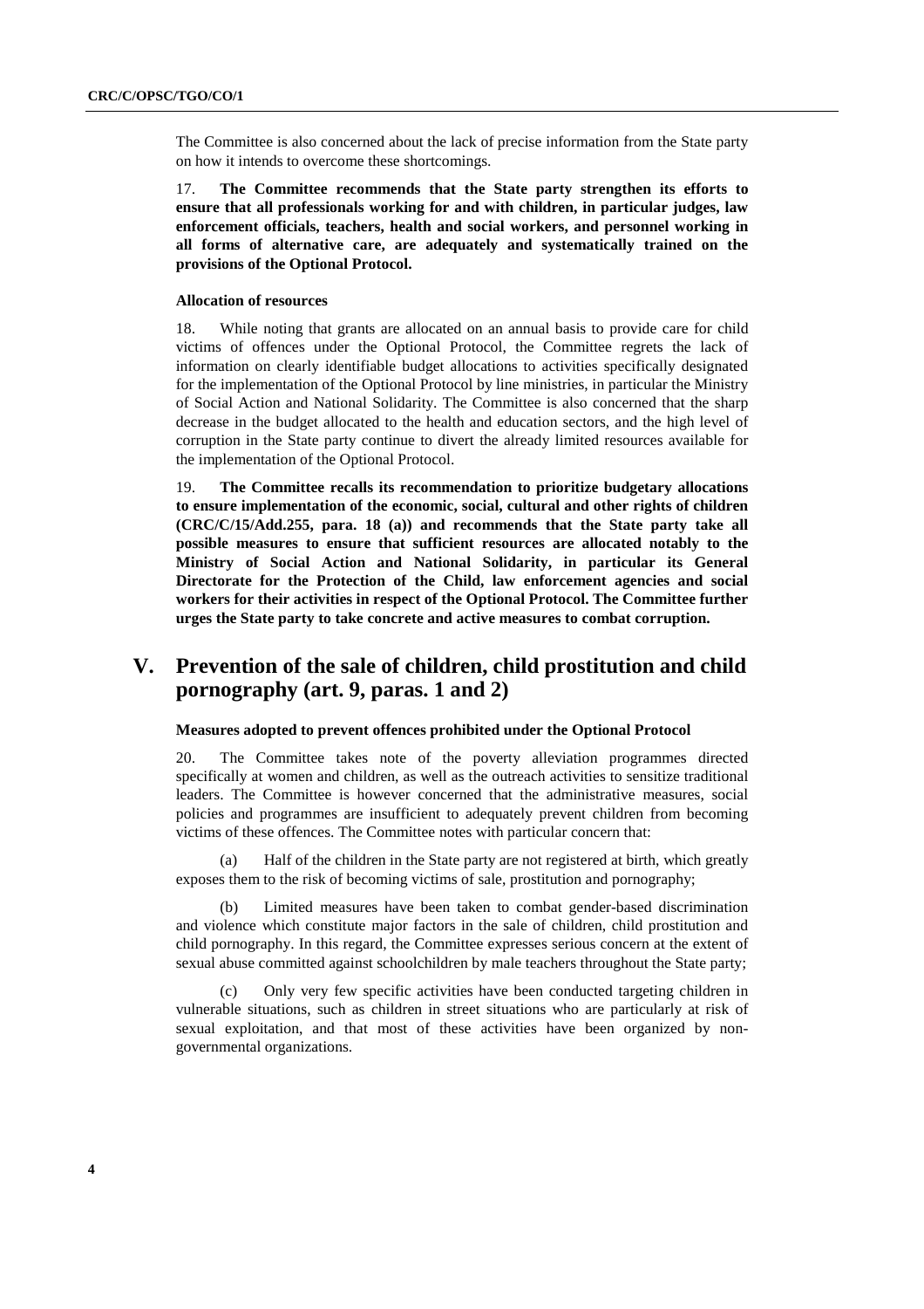The Committee is also concerned about the lack of precise information from the State party on how it intends to overcome these shortcomings.

17. **The Committee recommends that the State party strengthen its efforts to ensure that all professionals working for and with children, in particular judges, law enforcement officials, teachers, health and social workers, and personnel working in all forms of alternative care, are adequately and systematically trained on the provisions of the Optional Protocol.**

#### Allocation of resources

18. While noting that grants are allocated on an annual basis to provide care for child victims of offences under the Optional Protocol, the Committee regrets the lack of information on clearly identifiable budget allocations to activities specifically designated for the implementation of the Optional Protocol by line ministries, in particular the Ministry of Social Action and National Solidarity. The Committee is also concerned that the sharp decrease in the budget allocated to the health and education sectors, and the high level of corruption in the State party continue to divert the already limited resources available for the implementation of the Optional Protocol.

19. **The Committee recalls its recommendation to prioritize budgetary allocations to ensure implementation of the economic, social, cultural and other rights of children (CRC/C/15/Add.255, para. 18 (a)) and recommends that the State party take all possible measures to ensure that sufficient resources are allocated notably to the Ministry of Social Action and National Solidarity, in particular its General Directorate for the Protection of the Child, law enforcement agencies and social workers for their activities in respect of the Optional Protocol. The Committee further urges the State party to take concrete and active measures to combat corruption.**

## V. Prevention of the sale of children, child prostitution and child pornography (art. 9, paras. 1 and 2)

#### Measures adopted to prevent offences prohibited under the Optional Protocol

20. The Committee takes note of the poverty alleviation programmes directed specifically at women and children, as well as the outreach activities to sensitize traditional leaders. The Committee is however concerned that the administrative measures, social policies and programmes are insufficient to adequately prevent children from becoming victims of these offences. The Committee notes with particular concern that:

(a) Half of the children in the State party are not registered at birth, which greatly exposes them to the risk of becoming victims of sale, prostitution and pornography;

(b) Limited measures have been taken to combat gender-based discrimination and violence which constitute major factors in the sale of children, child prostitution and child pornography. In this regard, the Committee expresses serious concern at the extent of sexual abuse committed against schoolchildren by male teachers throughout the State party;

(c) Only very few specific activities have been conducted targeting children in vulnerable situations, such as children in street situations who are particularly at risk of sexual exploitation, and that most of these activities have been organized by non-governmental organizations.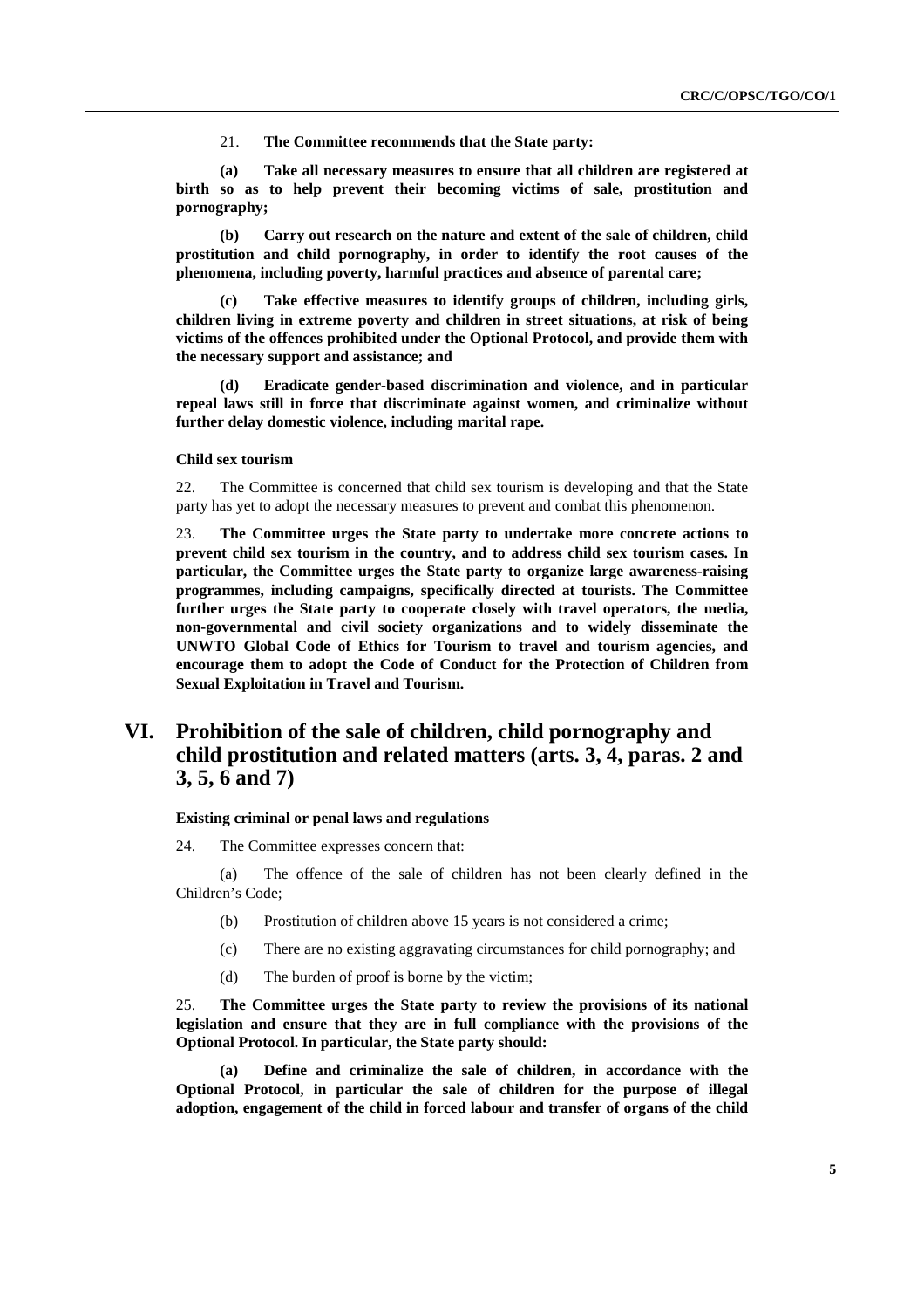21. **The Committee recommends that the State party:**

**(a) Take all necessary measures to ensure that all children are registered at birth so as to help prevent their becoming victims of sale, prostitution and pornography;**

**(b) Carry out research on the nature and extent of the sale of children, child prostitution and child pornography, in order to identify the root causes of the phenomena, including poverty, harmful practices and absence of parental care;**

**(c) Take effective measures to identify groups of children, including girls, children living in extreme poverty and children in street situations, at risk of being victims of the offences prohibited under the Optional Protocol, and provide them with the necessary support and assistance; and**

**(d) Eradicate gender-based discrimination and violence, and in particular repeal laws still in force that discriminate against women, and criminalize without further delay domestic violence, including marital rape.**

### Child sex tourism

22. The Committee is concerned that child sex tourism is developing and that the State party has yet to adopt the necessary measures to prevent and combat this phenomenon.

23. **The Committee urges the State party to undertake more concrete actions to prevent child sex tourism in the country, and to address child sex tourism cases. In particular, the Committee urges the State party to organize large awareness-raising programmes, including campaigns, specifically directed at tourists. The Committee further urges the State party to cooperate closely with travel operators, the media, non-governmental and civil society organizations and to widely disseminate the UNWTO Global Code of Ethics for Tourism to travel and tourism agencies, and encourage them to adopt the Code of Conduct for the Protection of Children from Sexual Exploitation in Travel and Tourism.**

## VI. Prohibition of the sale of children, child pornography and child prostitution and related matters (arts. 3, 4, paras. 2 and 3, 5, 6 and 7)

### Existing criminal or penal laws and regulations

24. The Committee expresses concern that:

(a) The offence of the sale of children has not been clearly defined in the Children's Code;

(b) Prostitution of children above 15 years is not considered a crime;

(c) There are no existing aggravating circumstances for child pornography; and

(d) The burden of proof is borne by the victim;

25. **The Committee urges the State party to review the provisions of its national legislation and ensure that they are in full compliance with the provisions of the Optional Protocol. In particular, the State party should:**

**(a) Define and criminalize the sale of children, in accordance with the Optional Protocol, in particular the sale of children for the purpose of illegal adoption, engagement of the child in forced labour and transfer of organs of the child**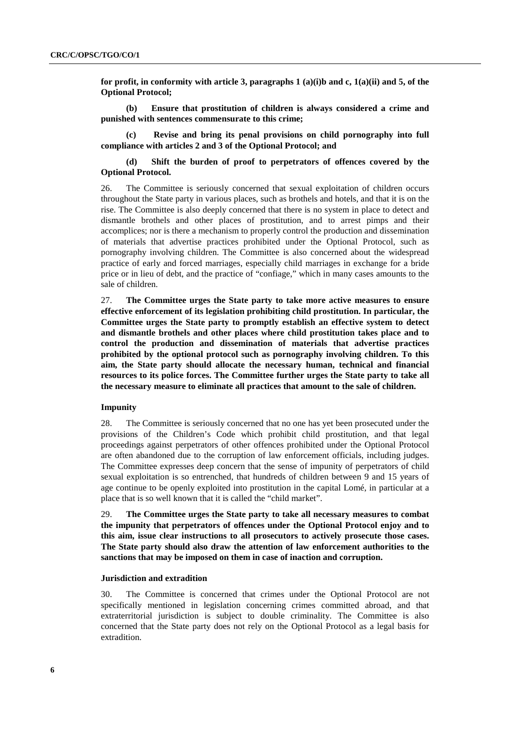**for profit, in conformity with article 3, paragraphs 1 (a)(i)b and c, 1(a)(ii) and 5, of the Optional Protocol;**

**(b) Ensure that prostitution of children is always considered a crime and punished with sentences commensurate to this crime;**

**(c) Revise and bring its penal provisions on child pornography into full compliance with articles 2 and 3 of the Optional Protocol; and**

**(d) Shift the burden of proof to perpetrators of offences covered by the Optional Protocol.**

26. The Committee is seriously concerned that sexual exploitation of children occurs throughout the State party in various places, such as brothels and hotels, and that it is on the rise. The Committee is also deeply concerned that there is no system in place to detect and dismantle brothels and other places of prostitution, and to arrest pimps and their accomplices; nor is there a mechanism to properly control the production and dissemination of materials that advertise practices prohibited under the Optional Protocol, such as pornography involving children. The Committee is also concerned about the widespread practice of early and forced marriages, especially child marriages in exchange for a bride price or in lieu of debt, and the practice of "confiage," which in many cases amounts to the sale of children.

27. **The Committee urges the State party to take more active measures to ensure effective enforcement of its legislation prohibiting child prostitution. In particular, the Committee urges the State party to promptly establish an effective system to detect and dismantle brothels and other places where child prostitution takes place and to control the production and dissemination of materials that advertise practices prohibited by the optional protocol such as pornography involving children. To this aim, the State party should allocate the necessary human, technical and financial resources to its police forces. The Committee further urges the State party to take all the necessary measure to eliminate all practices that amount to the sale of children.**

### Impunity

28. The Committee is seriously concerned that no one has yet been prosecuted under the provisions of the Children's Code which prohibit child prostitution, and that legal proceedings against perpetrators of other offences prohibited under the Optional Protocol are often abandoned due to the corruption of law enforcement officials, including judges. The Committee expresses deep concern that the sense of impunity of perpetrators of child sexual exploitation is so entrenched, that hundreds of children between 9 and 15 years of age continue to be openly exploited into prostitution in the capital Lomé, in particular at a place that is so well known that it is called the "child market".

29. **The Committee urges the State party to take all necessary measures to combat the impunity that perpetrators of offences under the Optional Protocol enjoy and to this aim, issue clear instructions to all prosecutors to actively prosecute those cases. The State party should also draw the attention of law enforcement authorities to the sanctions that may be imposed on them in case of inaction and corruption.**

### Jurisdiction and extradition

30. The Committee is concerned that crimes under the Optional Protocol are not specifically mentioned in legislation concerning crimes committed abroad, and that extraterritorial jurisdiction is subject to double criminality. The Committee is also concerned that the State party does not rely on the Optional Protocol as a legal basis for extradition.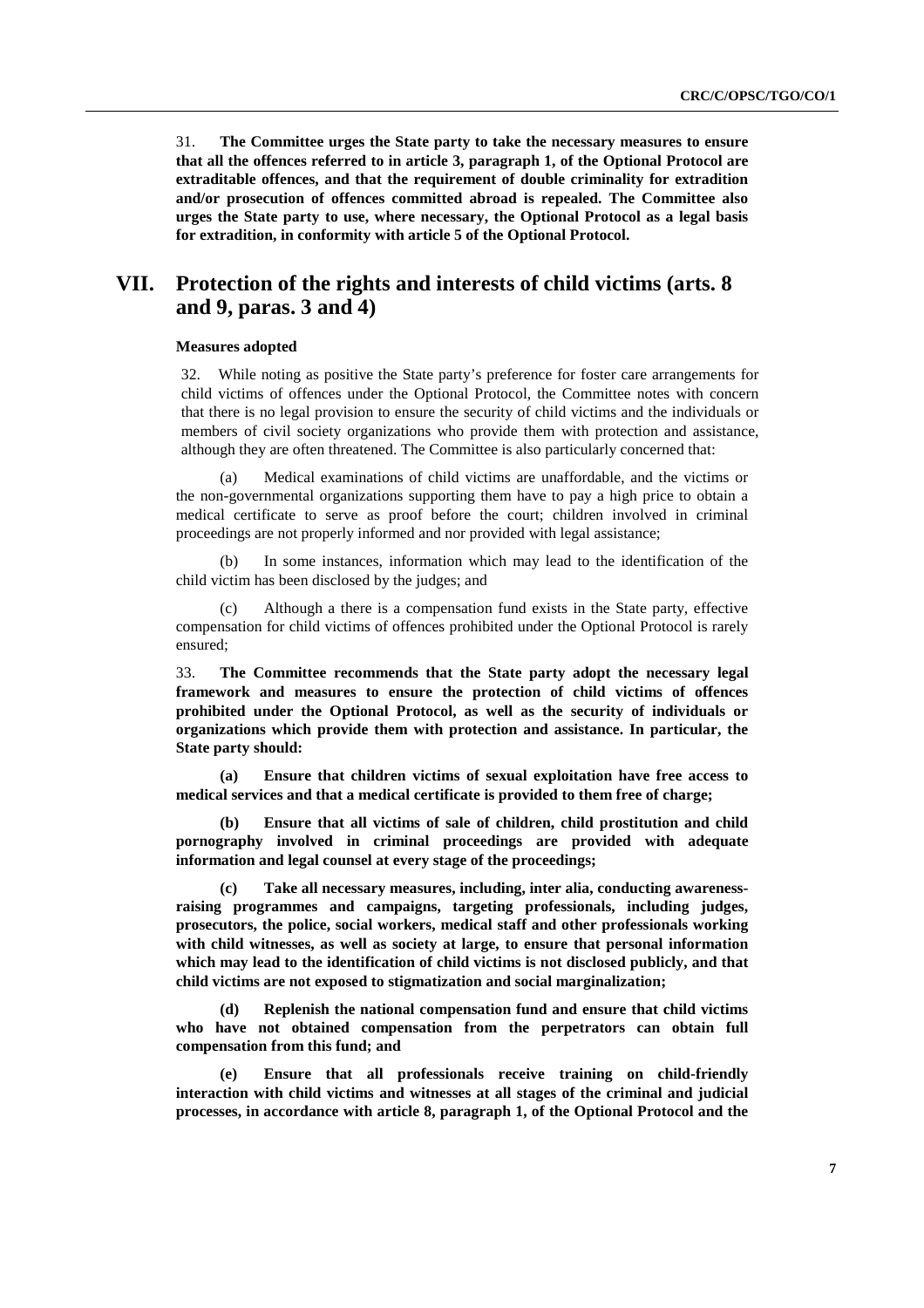31. **The Committee urges the State party to take the necessary measures to ensure that all the offences referred to in article 3, paragraph 1, of the Optional Protocol are extraditable offences, and that the requirement of double criminality for extradition and/or prosecution of offences committed abroad is repealed. The Committee also urges the State party to use, where necessary, the Optional Protocol as a legal basis for extradition, in conformity with article 5 of the Optional Protocol.**

## VII. Protection of the rights and interests of child victims (arts. 8 and 9, paras. 3 and 4)

### Measures adopted

32. While noting as positive the State party's preference for foster care arrangements for child victims of offences under the Optional Protocol, the Committee notes with concern that there is no legal provision to ensure the security of child victims and the individuals or members of civil society organizations who provide them with protection and assistance, although they are often threatened. The Committee is also particularly concerned that:

(a) Medical examinations of child victims are unaffordable, and the victims or the non-governmental organizations supporting them have to pay a high price to obtain a medical certificate to serve as proof before the court; children involved in criminal proceedings are not properly informed and nor provided with legal assistance;

(b) In some instances, information which may lead to the identification of the child victim has been disclosed by the judges; and

(c) Although a there is a compensation fund exists in the State party, effective compensation for child victims of offences prohibited under the Optional Protocol is rarely ensured;

33. **The Committee recommends that the State party adopt the necessary legal framework and measures to ensure the protection of child victims of offences prohibited under the Optional Protocol, as well as the security of individuals or organizations which provide them with protection and assistance. In particular, the State party should:**

**(a) Ensure that children victims of sexual exploitation have free access to medical services and that a medical certificate is provided to them free of charge;**

**(b) Ensure that all victims of sale of children, child prostitution and child pornography involved in criminal proceedings are provided with adequate information and legal counsel at every stage of the proceedings;**

**(c) Take all necessary measures, including, inter alia, conducting awareness-raising programmes and campaigns, targeting professionals, including judges, prosecutors, the police, social workers, medical staff and other professionals working with child witnesses, as well as society at large, to ensure that personal information which may lead to the identification of child victims is not disclosed publicly, and that child victims are not exposed to stigmatization and social marginalization;**

**(d) Replenish the national compensation fund and ensure that child victims who have not obtained compensation from the perpetrators can obtain full compensation from this fund; and**

**(e) Ensure that all professionals receive training on child-friendly interaction with child victims and witnesses at all stages of the criminal and judicial processes, in accordance with article 8, paragraph 1, of the Optional Protocol and the**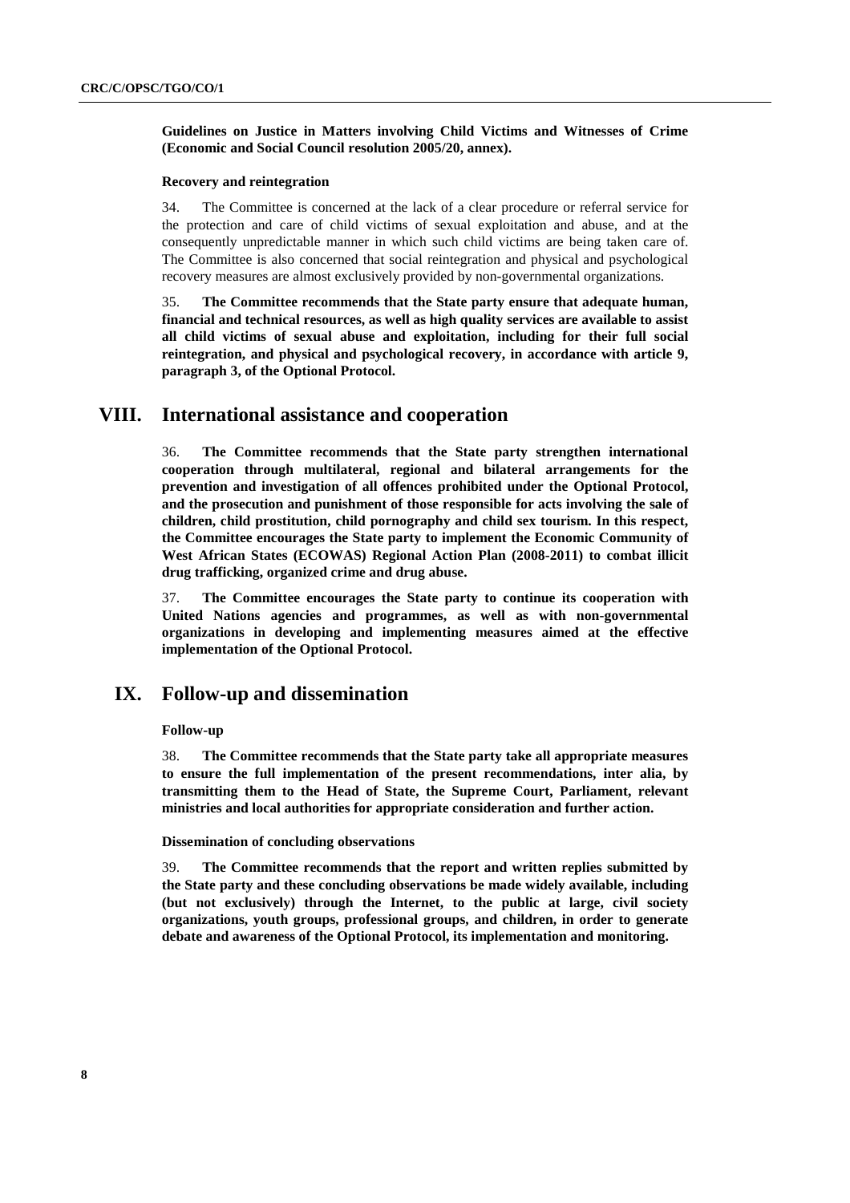**Guidelines on Justice in Matters involving Child Victims and Witnesses of Crime (Economic and Social Council resolution 2005/20, annex).**

#### Recovery and reintegration

34. The Committee is concerned at the lack of a clear procedure or referral service for the protection and care of child victims of sexual exploitation and abuse, and at the consequently unpredictable manner in which such child victims are being taken care of. The Committee is also concerned that social reintegration and physical and psychological recovery measures are almost exclusively provided by non-governmental organizations.

35. **The Committee recommends that the State party ensure that adequate human, financial and technical resources, as well as high quality services are available to assist all child victims of sexual abuse and exploitation, including for their full social reintegration, and physical and psychological recovery, in accordance with article 9, paragraph 3, of the Optional Protocol.**

## VIII. International assistance and cooperation

36. **The Committee recommends that the State party strengthen international cooperation through multilateral, regional and bilateral arrangements for the prevention and investigation of all offences prohibited under the Optional Protocol, and the prosecution and punishment of those responsible for acts involving the sale of children, child prostitution, child pornography and child sex tourism. In this respect, the Committee encourages the State party to implement the Economic Community of West African States (ECOWAS) Regional Action Plan (2008-2011) to combat illicit drug trafficking, organized crime and drug abuse.**

37. **The Committee encourages the State party to continue its cooperation with United Nations agencies and programmes, as well as with non-governmental organizations in developing and implementing measures aimed at the effective implementation of the Optional Protocol.**

## IX. Follow-up and dissemination

#### Follow-up

38. **The Committee recommends that the State party take all appropriate measures to ensure the full implementation of the present recommendations, inter alia, by transmitting them to the Head of State, the Supreme Court, Parliament, relevant ministries and local authorities for appropriate consideration and further action.**

#### Dissemination of concluding observations

39. **The Committee recommends that the report and written replies submitted by the State party and these concluding observations be made widely available, including (but not exclusively) through the Internet, to the public at large, civil society organizations, youth groups, professional groups, and children, in order to generate debate and awareness of the Optional Protocol, its implementation and monitoring.**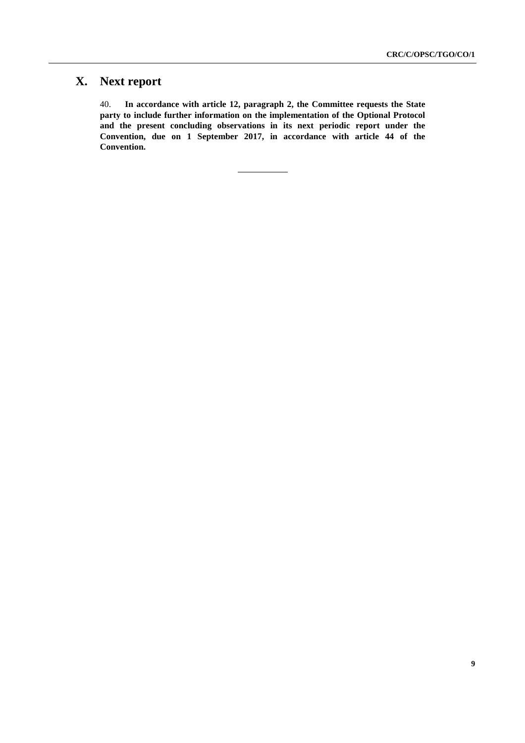## X. Next report

40. **In accordance with article 12, paragraph 2, the Committee requests the State party to include further information on the implementation of the Optional Protocol and the present concluding observations in its next periodic report under the Convention, due on 1 September 2017, in accordance with article 44 of the Convention.**